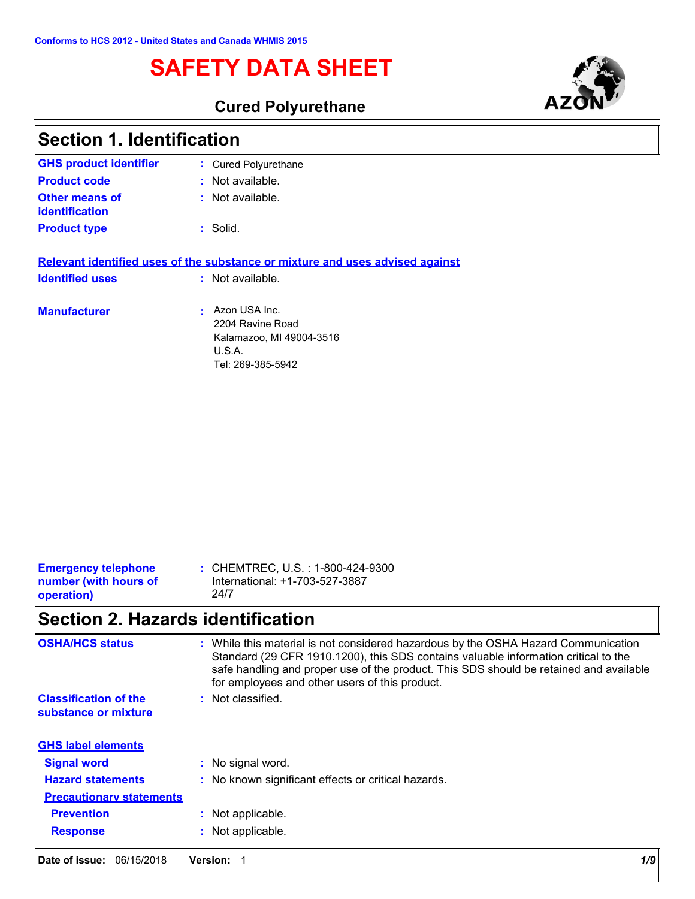Conforms to HCS 2012 - United States and Canada WHMIS 2015

# SAFETY DATA SHEET

## Cured Polyurethane

## Section 1. Identification

**GHS product identifier** : Cured Polyurethane

**Product code** : Not available.

**Other means of identification** : Not available.

**Product type** : Solid.

**Relevant identified uses of the substance or mixture and uses advised against**

**Identified uses** : Not available.

**Manufacturer** : Azon USA Inc.
2204 Ravine Road
Kalamazoo, MI 49004-3516
U.S.A.
Tel: 269-385-5942

**Emergency telephone number (with hours of operation)** : CHEMTREC, U.S. : 1-800-424-9300
International: +1-703-527-3887
24/7

## Section 2. Hazards identification

**OSHA/HCS status** : While this material is not considered hazardous by the OSHA Hazard Communication Standard (29 CFR 1910.1200), this SDS contains valuable information critical to the safe handling and proper use of the product. This SDS should be retained and available for employees and other users of this product.

**Classification of the substance or mixture** : Not classified.

**GHS label elements**

**Signal word** : No signal word.

**Hazard statements** : No known significant effects or critical hazards.

**Precautionary statements**

**Prevention** : Not applicable.

**Response** : Not applicable.

**Date of issue:** 06/15/2018 **Version:** 1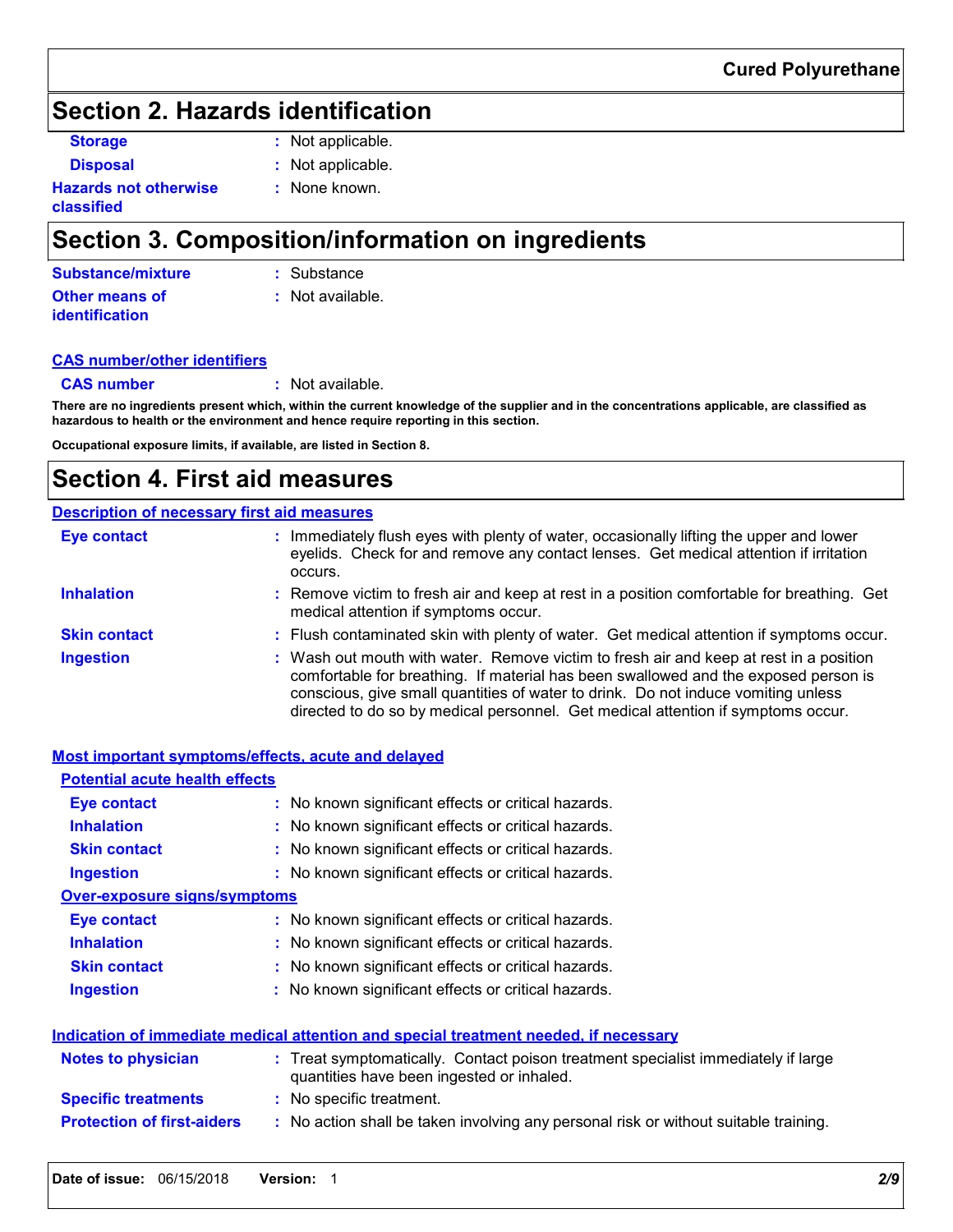## Section 2. Hazards identification

**Storage** : Not applicable.

**Disposal** : Not applicable.

**Hazards not otherwise classified** : None known.

## Section 3. Composition/information on ingredients

**Substance/mixture** : Substance

**Other means of identification** : Not available.

### CAS number/other identifiers

**CAS number** : Not available.

**There are no ingredients present which, within the current knowledge of the supplier and in the concentrations applicable, are classified as hazardous to health or the environment and hence require reporting in this section.**

**Occupational exposure limits, if available, are listed in Section 8.**

## Section 4. First aid measures

### Description of necessary first aid measures

**Eye contact** : Immediately flush eyes with plenty of water, occasionally lifting the upper and lower eyelids. Check for and remove any contact lenses. Get medical attention if irritation occurs.

**Inhalation** : Remove victim to fresh air and keep at rest in a position comfortable for breathing. Get medical attention if symptoms occur.

**Skin contact** : Flush contaminated skin with plenty of water. Get medical attention if symptoms occur.

**Ingestion** : Wash out mouth with water. Remove victim to fresh air and keep at rest in a position comfortable for breathing. If material has been swallowed and the exposed person is conscious, give small quantities of water to drink. Do not induce vomiting unless directed to do so by medical personnel. Get medical attention if symptoms occur.

### Most important symptoms/effects, acute and delayed

#### Potential acute health effects

**Eye contact** : No known significant effects or critical hazards.

**Inhalation** : No known significant effects or critical hazards.

**Skin contact** : No known significant effects or critical hazards.

**Ingestion** : No known significant effects or critical hazards.

#### Over-exposure signs/symptoms

**Eye contact** : No known significant effects or critical hazards.

**Inhalation** : No known significant effects or critical hazards.

**Skin contact** : No known significant effects or critical hazards.

**Ingestion** : No known significant effects or critical hazards.

### Indication of immediate medical attention and special treatment needed, if necessary

**Notes to physician** : Treat symptomatically. Contact poison treatment specialist immediately if large quantities have been ingested or inhaled.

**Specific treatments** : No specific treatment.

**Protection of first-aiders** : No action shall be taken involving any personal risk or without suitable training.

**Date of issue:** 06/15/2018 **Version:** 1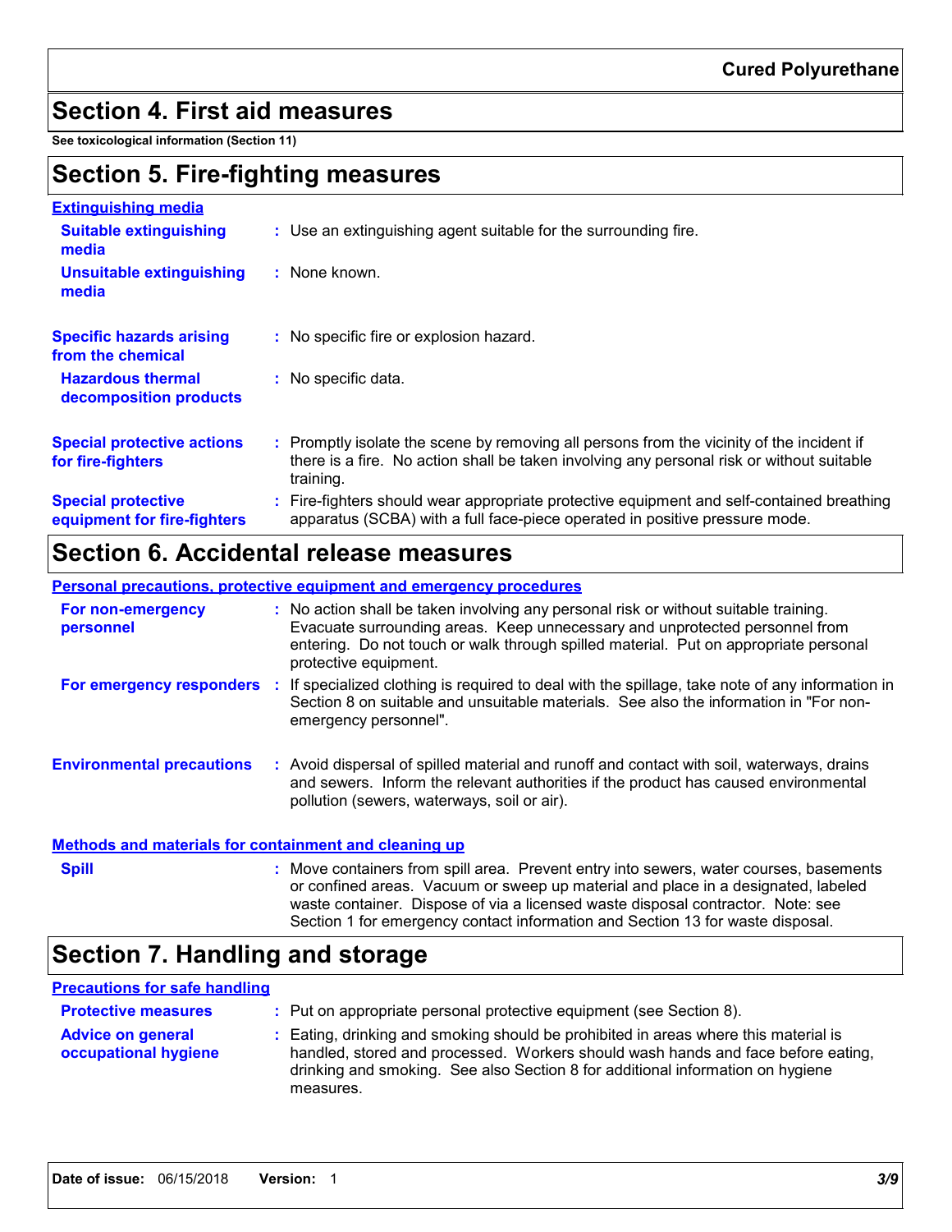## Section 4. First aid measures

**See toxicological information (Section 11)**

## Section 5. Fire-fighting measures

### Extinguishing media

| | |
|---|---|
| **Suitable extinguishing media** | : Use an extinguishing agent suitable for the surrounding fire. |
| **Unsuitable extinguishing media** | : None known. |
| **Specific hazards arising from the chemical** | : No specific fire or explosion hazard. |
| **Hazardous thermal decomposition products** | : No specific data. |
| **Special protective actions for fire-fighters** | : Promptly isolate the scene by removing all persons from the vicinity of the incident if there is a fire. No action shall be taken involving any personal risk or without suitable training. |
| **Special protective equipment for fire-fighters** | : Fire-fighters should wear appropriate protective equipment and self-contained breathing apparatus (SCBA) with a full face-piece operated in positive pressure mode. |

## Section 6. Accidental release measures

### Personal precautions, protective equipment and emergency procedures

| | |
|---|---|
| **For non-emergency personnel** | : No action shall be taken involving any personal risk or without suitable training. Evacuate surrounding areas. Keep unnecessary and unprotected personnel from entering. Do not touch or walk through spilled material. Put on appropriate personal protective equipment. |
| **For emergency responders** | : If specialized clothing is required to deal with the spillage, take note of any information in Section 8 on suitable and unsuitable materials. See also the information in "For non-emergency personnel". |
| **Environmental precautions** | : Avoid dispersal of spilled material and runoff and contact with soil, waterways, drains and sewers. Inform the relevant authorities if the product has caused environmental pollution (sewers, waterways, soil or air). |

### Methods and materials for containment and cleaning up

| | |
|---|---|
| **Spill** | : Move containers from spill area. Prevent entry into sewers, water courses, basements or confined areas. Vacuum or sweep up material and place in a designated, labeled waste container. Dispose of via a licensed waste disposal contractor. Note: see Section 1 for emergency contact information and Section 13 for waste disposal. |

## Section 7. Handling and storage

### Precautions for safe handling

| | |
|---|---|
| **Protective measures** | : Put on appropriate personal protective equipment (see Section 8). |
| **Advice on general occupational hygiene** | : Eating, drinking and smoking should be prohibited in areas where this material is handled, stored and processed. Workers should wash hands and face before eating, drinking and smoking. See also Section 8 for additional information on hygiene measures. |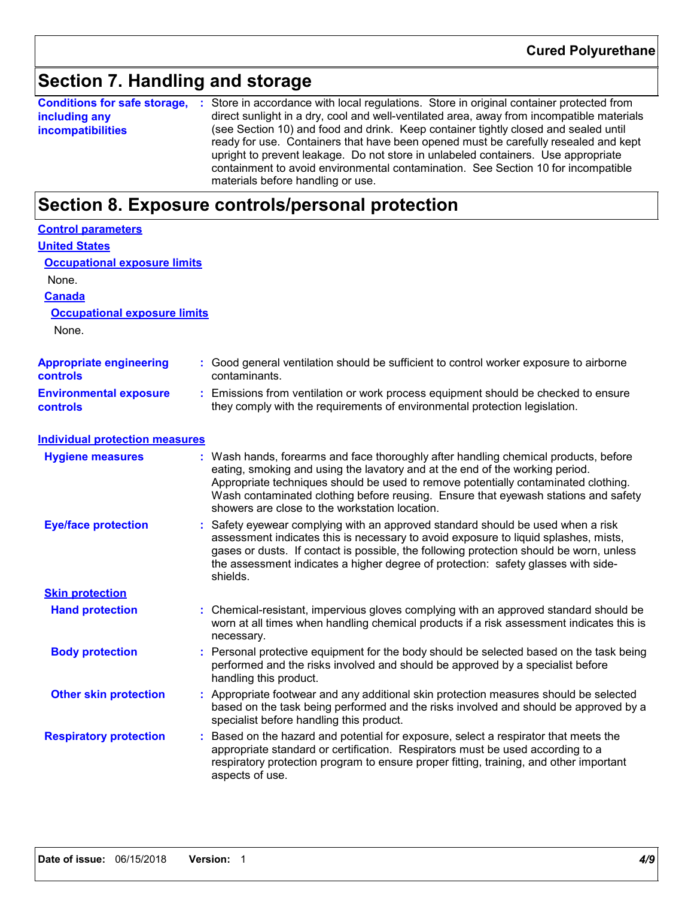## Section 7. Handling and storage

**Conditions for safe storage, including any incompatibilities** : Store in accordance with local regulations. Store in original container protected from direct sunlight in a dry, cool and well-ventilated area, away from incompatible materials (see Section 10) and food and drink. Keep container tightly closed and sealed until ready for use. Containers that have been opened must be carefully resealed and kept upright to prevent leakage. Do not store in unlabeled containers. Use appropriate containment to avoid environmental contamination. See Section 10 for incompatible materials before handling or use.

## Section 8. Exposure controls/personal protection

**Control parameters**

**United States**

**Occupational exposure limits**

None.

**Canada**

**Occupational exposure limits**

None.

**Appropriate engineering controls** : Good general ventilation should be sufficient to control worker exposure to airborne contaminants.

**Environmental exposure controls** : Emissions from ventilation or work process equipment should be checked to ensure they comply with the requirements of environmental protection legislation.

**Individual protection measures**

**Hygiene measures** : Wash hands, forearms and face thoroughly after handling chemical products, before eating, smoking and using the lavatory and at the end of the working period. Appropriate techniques should be used to remove potentially contaminated clothing. Wash contaminated clothing before reusing. Ensure that eyewash stations and safety showers are close to the workstation location.

**Eye/face protection** : Safety eyewear complying with an approved standard should be used when a risk assessment indicates this is necessary to avoid exposure to liquid splashes, mists, gases or dusts. If contact is possible, the following protection should be worn, unless the assessment indicates a higher degree of protection: safety glasses with side-shields.

**Skin protection**

**Hand protection** : Chemical-resistant, impervious gloves complying with an approved standard should be worn at all times when handling chemical products if a risk assessment indicates this is necessary.

**Body protection** : Personal protective equipment for the body should be selected based on the task being performed and the risks involved and should be approved by a specialist before handling this product.

**Other skin protection** : Appropriate footwear and any additional skin protection measures should be selected based on the task being performed and the risks involved and should be approved by a specialist before handling this product.

**Respiratory protection** : Based on the hazard and potential for exposure, select a respirator that meets the appropriate standard or certification. Respirators must be used according to a respiratory protection program to ensure proper fitting, training, and other important aspects of use.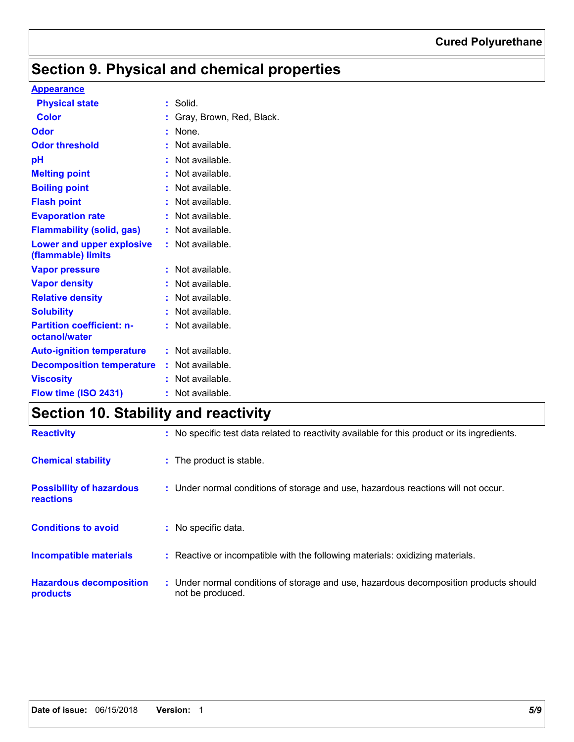# Section 9. Physical and chemical properties

**Appearance**

| | |
|---|---|
| **Physical state** | Solid. |
| **Color** | Gray, Brown, Red, Black. |
| **Odor** | None. |
| **Odor threshold** | Not available. |
| **pH** | Not available. |
| **Melting point** | Not available. |
| **Boiling point** | Not available. |
| **Flash point** | Not available. |
| **Evaporation rate** | Not available. |
| **Flammability (solid, gas)** | Not available. |
| **Lower and upper explosive (flammable) limits** | Not available. |
| **Vapor pressure** | Not available. |
| **Vapor density** | Not available. |
| **Relative density** | Not available. |
| **Solubility** | Not available. |
| **Partition coefficient: n-octanol/water** | Not available. |
| **Auto-ignition temperature** | Not available. |
| **Decomposition temperature** | Not available. |
| **Viscosity** | Not available. |
| **Flow time (ISO 2431)** | Not available. |

# Section 10. Stability and reactivity

| | |
|---|---|
| **Reactivity** | No specific test data related to reactivity available for this product or its ingredients. |
| **Chemical stability** | The product is stable. |
| **Possibility of hazardous reactions** | Under normal conditions of storage and use, hazardous reactions will not occur. |
| **Conditions to avoid** | No specific data. |
| **Incompatible materials** | Reactive or incompatible with the following materials: oxidizing materials. |
| **Hazardous decomposition products** | Under normal conditions of storage and use, hazardous decomposition products should not be produced. |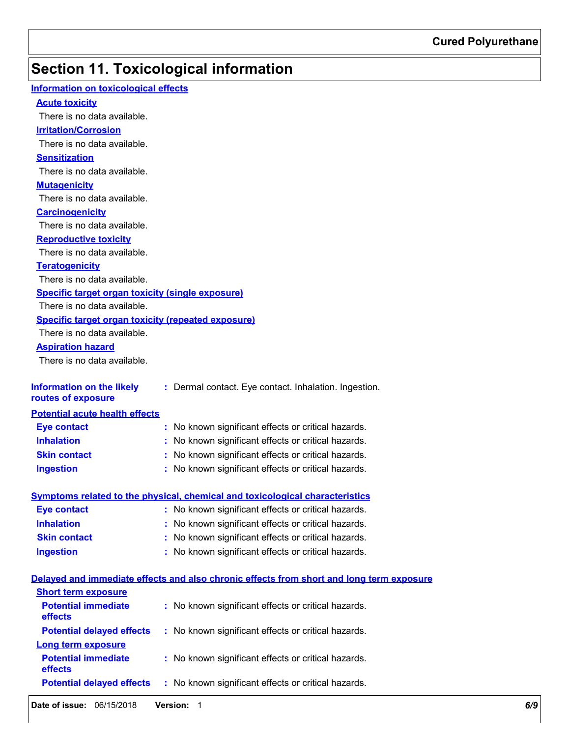# Section 11. Toxicological information

## Information on toxicological effects

### Acute toxicity

There is no data available.

### Irritation/Corrosion

There is no data available.

### Sensitization

There is no data available.

### Mutagenicity

There is no data available.

### Carcinogenicity

There is no data available.

### Reproductive toxicity

There is no data available.

### Teratogenicity

There is no data available.

### Specific target organ toxicity (single exposure)

There is no data available.

### Specific target organ toxicity (repeated exposure)

There is no data available.

### Aspiration hazard

There is no data available.

**Information on the likely routes of exposure** : Dermal contact. Eye contact. Inhalation. Ingestion.

## Potential acute health effects

**Eye contact** : No known significant effects or critical hazards.

**Inhalation** : No known significant effects or critical hazards.

**Skin contact** : No known significant effects or critical hazards.

**Ingestion** : No known significant effects or critical hazards.

## Symptoms related to the physical, chemical and toxicological characteristics

**Eye contact** : No known significant effects or critical hazards.

**Inhalation** : No known significant effects or critical hazards.

**Skin contact** : No known significant effects or critical hazards.

**Ingestion** : No known significant effects or critical hazards.

## Delayed and immediate effects and also chronic effects from short and long term exposure

### Short term exposure

**Potential immediate effects** : No known significant effects or critical hazards.

**Potential delayed effects** : No known significant effects or critical hazards.

### Long term exposure

**Potential immediate effects** : No known significant effects or critical hazards.

**Potential delayed effects** : No known significant effects or critical hazards.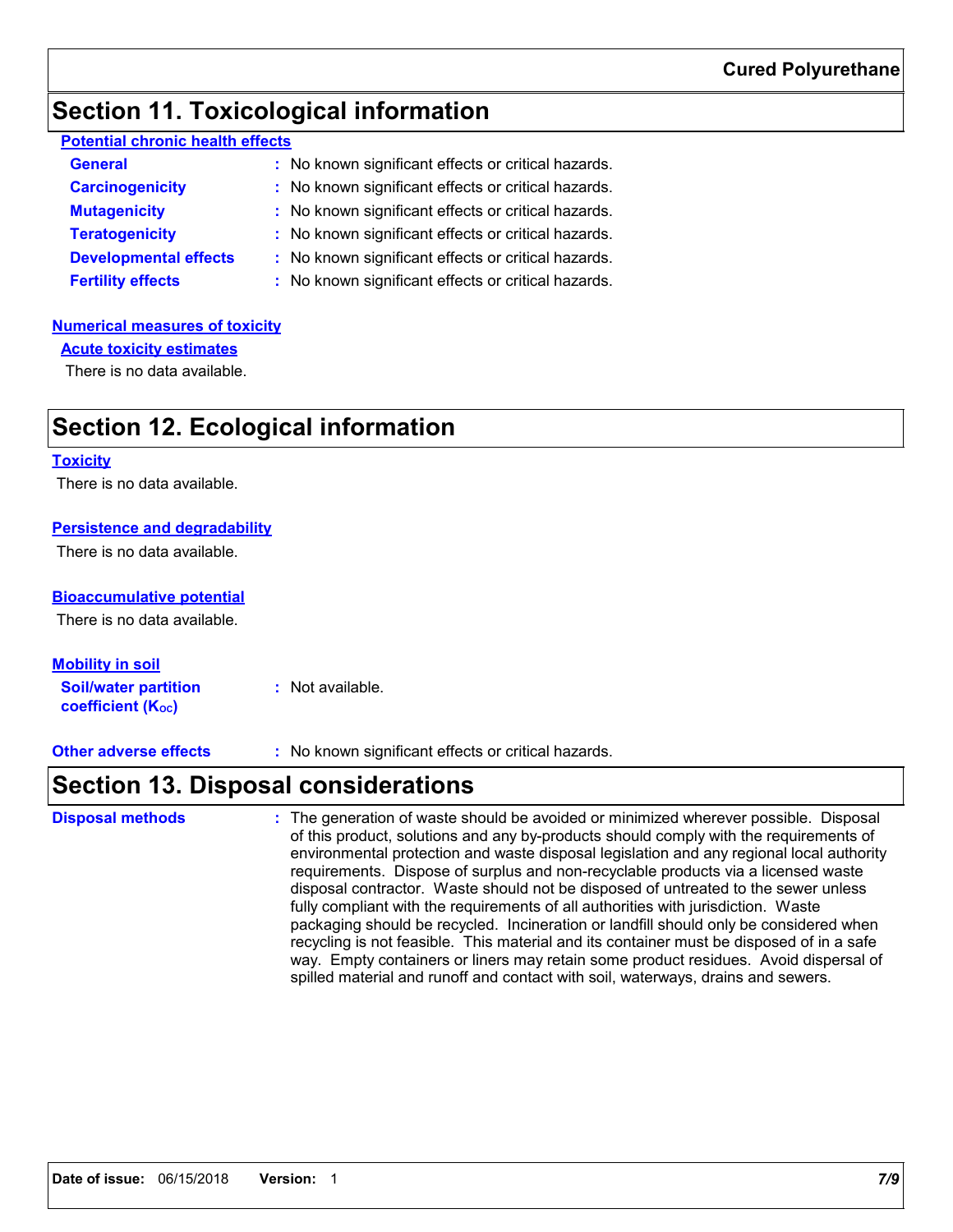## Section 11. Toxicological information

**Potential chronic health effects**

| | |
|---|---|
| **General** | : No known significant effects or critical hazards. |
| **Carcinogenicity** | : No known significant effects or critical hazards. |
| **Mutagenicity** | : No known significant effects or critical hazards. |
| **Teratogenicity** | : No known significant effects or critical hazards. |
| **Developmental effects** | : No known significant effects or critical hazards. |
| **Fertility effects** | : No known significant effects or critical hazards. |

**Numerical measures of toxicity**

**Acute toxicity estimates**

There is no data available.

## Section 12. Ecological information

**Toxicity**

There is no data available.

**Persistence and degradability**

There is no data available.

**Bioaccumulative potential**

There is no data available.

**Mobility in soil**

**Soil/water partition coefficient ($K_{OC}$)** : Not available.

**Other adverse effects** : No known significant effects or critical hazards.

## Section 13. Disposal considerations

**Disposal methods** : The generation of waste should be avoided or minimized wherever possible. Disposal of this product, solutions and any by-products should comply with the requirements of environmental protection and waste disposal legislation and any regional local authority requirements. Dispose of surplus and non-recyclable products via a licensed waste disposal contractor. Waste should not be disposed of untreated to the sewer unless fully compliant with the requirements of all authorities with jurisdiction. Waste packaging should be recycled. Incineration or landfill should only be considered when recycling is not feasible. This material and its container must be disposed of in a safe way. Empty containers or liners may retain some product residues. Avoid dispersal of spilled material and runoff and contact with soil, waterways, drains and sewers.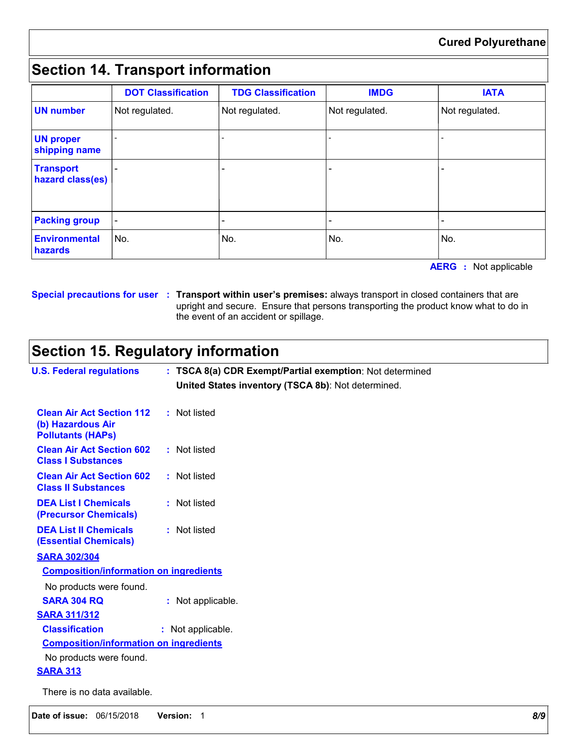## Section 14. Transport information

| | DOT Classification | TDG Classification | IMDG | IATA |
|---|---|---|---|---|
| **UN number** | Not regulated. | Not regulated. | Not regulated. | Not regulated. |
| **UN proper shipping name** | - | - | - | - |
| **Transport hazard class(es)** | - | - | - | - |
| **Packing group** | - | - | - | - |
| **Environmental hazards** | No. | No. | No. | No. |

**AERG** : Not applicable

**Special precautions for user** : **Transport within user's premises:** always transport in closed containers that are upright and secure. Ensure that persons transporting the product know what to do in the event of an accident or spillage.

## Section 15. Regulatory information

**U.S. Federal regulations** : **TSCA 8(a) CDR Exempt/Partial exemption**: Not determined

**United States inventory (TSCA 8b)**: Not determined.

**Clean Air Act Section 112 (b) Hazardous Air Pollutants (HAPs)** : Not listed

**Clean Air Act Section 602 Class I Substances** : Not listed

**Clean Air Act Section 602 Class II Substances** : Not listed

**DEA List I Chemicals (Precursor Chemicals)** : Not listed

**DEA List II Chemicals (Essential Chemicals)** : Not listed

**SARA 302/304**

**Composition/information on ingredients**

No products were found.

**SARA 304 RQ** : Not applicable.

**SARA 311/312**

**Classification** : Not applicable.

**Composition/information on ingredients**

No products were found.

**SARA 313**

There is no data available.

**Date of issue:** 06/15/2018 **Version:** 1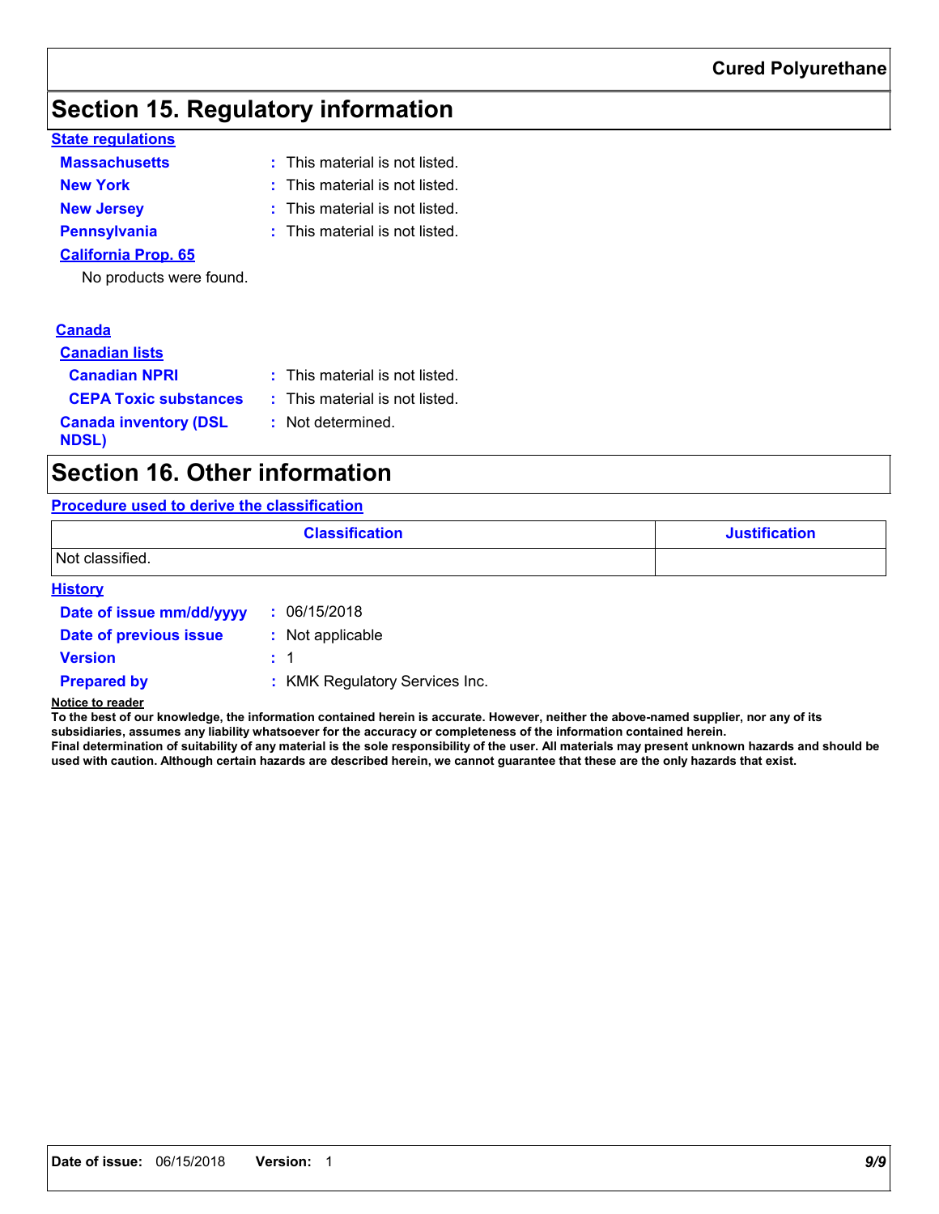## Section 15. Regulatory information

**State regulations**

**Massachusetts** : This material is not listed.

**New York** : This material is not listed.

**New Jersey** : This material is not listed.

**Pennsylvania** : This material is not listed.

**California Prop. 65**

No products were found.

**Canada**

**Canadian lists**

**Canadian NPRI** : This material is not listed.

**CEPA Toxic substances** : This material is not listed.

**Canada inventory (DSL NDSL)** : Not determined.

## Section 16. Other information

**Procedure used to derive the classification**

| Classification | Justification |
|---|---|
| Not classified. | |

**History**

**Date of issue mm/dd/yyyy** : 06/15/2018

**Date of previous issue** : Not applicable

**Version** : 1

**Prepared by** : KMK Regulatory Services Inc.

**Notice to reader**

**To the best of our knowledge, the information contained herein is accurate. However, neither the above-named supplier, nor any of its subsidiaries, assumes any liability whatsoever for the accuracy or completeness of the information contained herein.**
**Final determination of suitability of any material is the sole responsibility of the user. All materials may present unknown hazards and should be used with caution. Although certain hazards are described herein, we cannot guarantee that these are the only hazards that exist.**